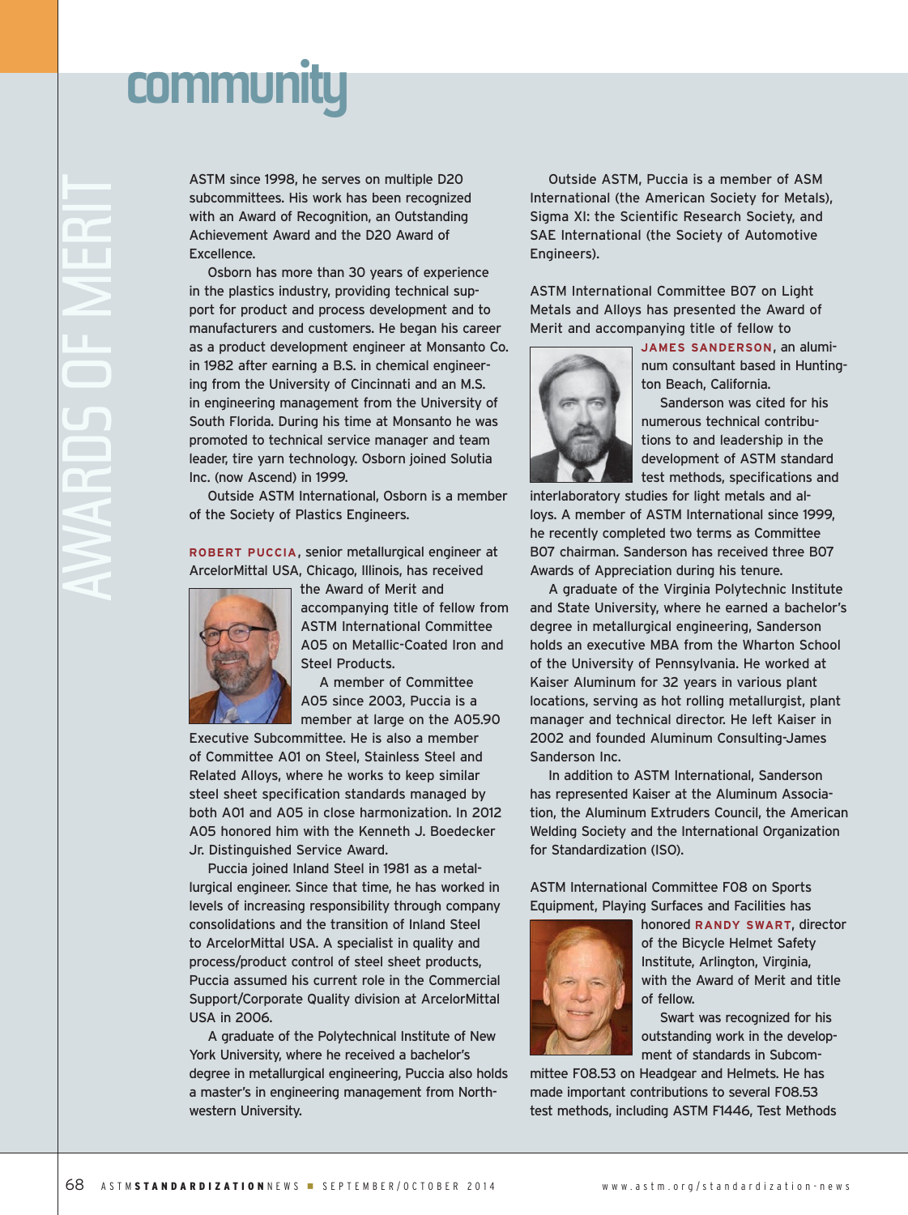# community

## AWARDS OF MERIT

ASTM since 1998, he serves on multiple D20 subcommittees. His work has been recognized with an Award of Recognition, an Outstanding Achievement Award and the D20 Award of Excellence.

Osborn has more than 30 years of experience in the plastics industry, providing technical support for product and process development and to manufacturers and customers. He began his career as a product development engineer at Monsanto Co. in 1982 after earning a B.S. in chemical engineering from the University of Cincinnati and an M.S. in engineering management from the University of South Florida. During his time at Monsanto he was promoted to technical service manager and team leader, tire yarn technology. Osborn joined Solutia Inc. (now Ascend) in 1999.

Outside ASTM International, Osborn is a member of the Society of Plastics Engineers.

**ROBERT PUCCIA**, senior metallurgical engineer at ArcelorMittal USA, Chicago, Illinois, has received the Award of Merit and accompanying title of fellow from ASTM International Committee A05 on Metallic-Coated Iron and Steel Products.

A member of Committee A05 since 2003, Puccia is a member at large on the A05.90 Executive Subcommittee. He is also a member of Committee A01 on Steel, Stainless Steel and Related Alloys, where he works to keep similar steel sheet specification standards managed by both A01 and A05 in close harmonization. In 2012 A05 honored him with the Kenneth J. Boedecker Jr. Distinguished Service Award.

Puccia joined Inland Steel in 1981 as a metallurgical engineer. Since that time, he has worked in levels of increasing responsibility through company consolidations and the transition of Inland Steel to ArcelorMittal USA. A specialist in quality and process/product control of steel sheet products, Puccia assumed his current role in the Commercial Support/Corporate Quality division at ArcelorMittal USA in 2006.

A graduate of the Polytechnical Institute of New York University, where he received a bachelor's degree in metallurgical engineering, Puccia also holds a master's in engineering management from Northwestern University.

Outside ASTM, Puccia is a member of ASM International (the American Society for Metals), Sigma XI: the Scientific Research Society, and SAE International (the Society of Automotive Engineers).

ASTM International Committee B07 on Light Metals and Alloys has presented the Award of Merit and accompanying title of fellow to **JAMES SANDERSON**, an aluminum consultant based in Huntington Beach, California.

Sanderson was cited for his numerous technical contributions to and leadership in the development of ASTM standard test methods, specifications and interlaboratory studies for light metals and alloys. A member of ASTM International since 1999, he recently completed two terms as Committee B07 chairman. Sanderson has received three B07 Awards of Appreciation during his tenure.

A graduate of the Virginia Polytechnic Institute and State University, where he earned a bachelor's degree in metallurgical engineering, Sanderson holds an executive MBA from the Wharton School of the University of Pennsylvania. He worked at Kaiser Aluminum for 32 years in various plant locations, serving as hot rolling metallurgist, plant manager and technical director. He left Kaiser in 2002 and founded Aluminum Consulting-James Sanderson Inc.

In addition to ASTM International, Sanderson has represented Kaiser at the Aluminum Association, the Aluminum Extruders Council, the American Welding Society and the International Organization for Standardization (ISO).

ASTM International Committee F08 on Sports Equipment, Playing Surfaces and Facilities has honored **RANDY SWART**, director of the Bicycle Helmet Safety Institute, Arlington, Virginia, with the Award of Merit and title of fellow.

Swart was recognized for his outstanding work in the development of standards in Subcommittee F08.53 on Headgear and Helmets. He has made important contributions to several F08.53 test methods, including ASTM F1446, Test Methods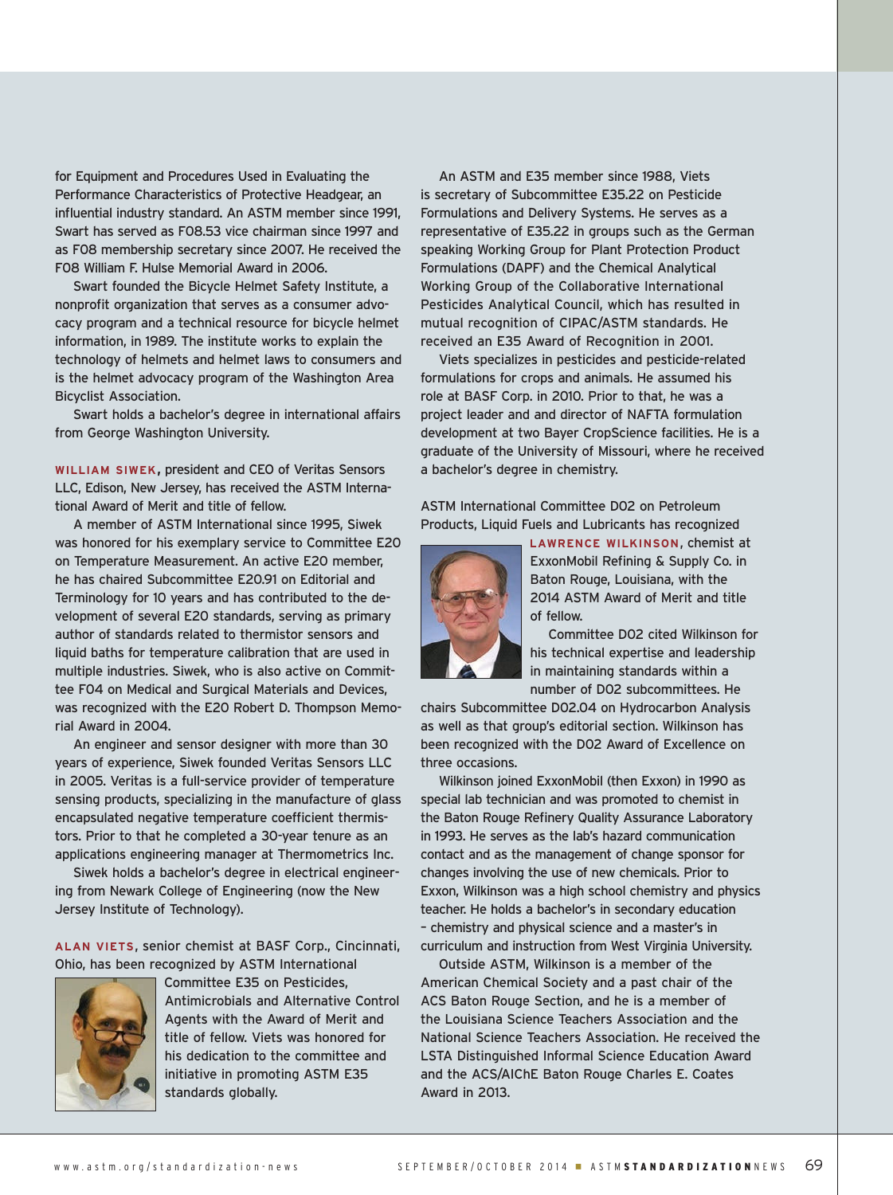for Equipment and Procedures Used in Evaluating the Performance Characteristics of Protective Headgear, an influential industry standard. An ASTM member since 1991, Swart has served as F08.53 vice chairman since 1997 and as F08 membership secretary since 2007. He received the F08 William F. Hulse Memorial Award in 2006.

Swart founded the Bicycle Helmet Safety Institute, a nonprofit organization that serves as a consumer advocacy program and a technical resource for bicycle helmet information, in 1989. The institute works to explain the technology of helmets and helmet laws to consumers and is the helmet advocacy program of the Washington Area Bicyclist Association.

Swart holds a bachelor's degree in international affairs from George Washington University.

**WILLIAM SIWEK**, president and CEO of Veritas Sensors LLC, Edison, New Jersey, has received the ASTM International Award of Merit and title of fellow.

A member of ASTM International since 1995, Siwek was honored for his exemplary service to Committee E20 on Temperature Measurement. An active E20 member, he has chaired Subcommittee E20.91 on Editorial and Terminology for 10 years and has contributed to the development of several E20 standards, serving as primary author of standards related to thermistor sensors and liquid baths for temperature calibration that are used in multiple industries. Siwek, who is also active on Committee F04 on Medical and Surgical Materials and Devices, was recognized with the E20 Robert D. Thompson Memorial Award in 2004.

An engineer and sensor designer with more than 30 years of experience, Siwek founded Veritas Sensors LLC in 2005. Veritas is a full-service provider of temperature sensing products, specializing in the manufacture of glass encapsulated negative temperature coefficient thermistors. Prior to that he completed a 30-year tenure as an applications engineering manager at Thermometrics Inc.

Siwek holds a bachelor's degree in electrical engineering from Newark College of Engineering (now the New Jersey Institute of Technology).

**ALAN VIETS**, senior chemist at BASF Corp., Cincinnati, Ohio, has been recognized by ASTM International Committee E35 on Pesticides, Antimicrobials and Alternative Control Agents with the Award of Merit and title of fellow. Viets was honored for his dedication to the committee and initiative in promoting ASTM E35 standards globally.

An ASTM and E35 member since 1988, Viets is secretary of Subcommittee E35.22 on Pesticide Formulations and Delivery Systems. He serves as a representative of E35.22 in groups such as the German speaking Working Group for Plant Protection Product Formulations (DAPF) and the Chemical Analytical Working Group of the Collaborative International Pesticides Analytical Council, which has resulted in mutual recognition of CIPAC/ASTM standards. He received an E35 Award of Recognition in 2001.

Viets specializes in pesticides and pesticide-related formulations for crops and animals. He assumed his role at BASF Corp. in 2010. Prior to that, he was a project leader and and director of NAFTA formulation development at two Bayer CropScience facilities. He is a graduate of the University of Missouri, where he received a bachelor's degree in chemistry.

ASTM International Committee D02 on Petroleum Products, Liquid Fuels and Lubricants has recognized **LAWRENCE WILKINSON**, chemist at ExxonMobil Refining & Supply Co. in Baton Rouge, Louisiana, with the 2014 ASTM Award of Merit and title of fellow.

Committee D02 cited Wilkinson for his technical expertise and leadership in maintaining standards within a number of D02 subcommittees. He chairs Subcommittee D02.04 on Hydrocarbon Analysis as well as that group's editorial section. Wilkinson has been recognized with the D02 Award of Excellence on three occasions.

Wilkinson joined ExxonMobil (then Exxon) in 1990 as special lab technician and was promoted to chemist in the Baton Rouge Refinery Quality Assurance Laboratory in 1993. He serves as the lab's hazard communication contact and as the management of change sponsor for changes involving the use of new chemicals. Prior to Exxon, Wilkinson was a high school chemistry and physics teacher. He holds a bachelor's in secondary education – chemistry and physical science and a master's in curriculum and instruction from West Virginia University.

Outside ASTM, Wilkinson is a member of the American Chemical Society and a past chair of the ACS Baton Rouge Section, and he is a member of the Louisiana Science Teachers Association and the National Science Teachers Association. He received the LSTA Distinguished Informal Science Education Award and the ACS/AIChE Baton Rouge Charles E. Coates Award in 2013.